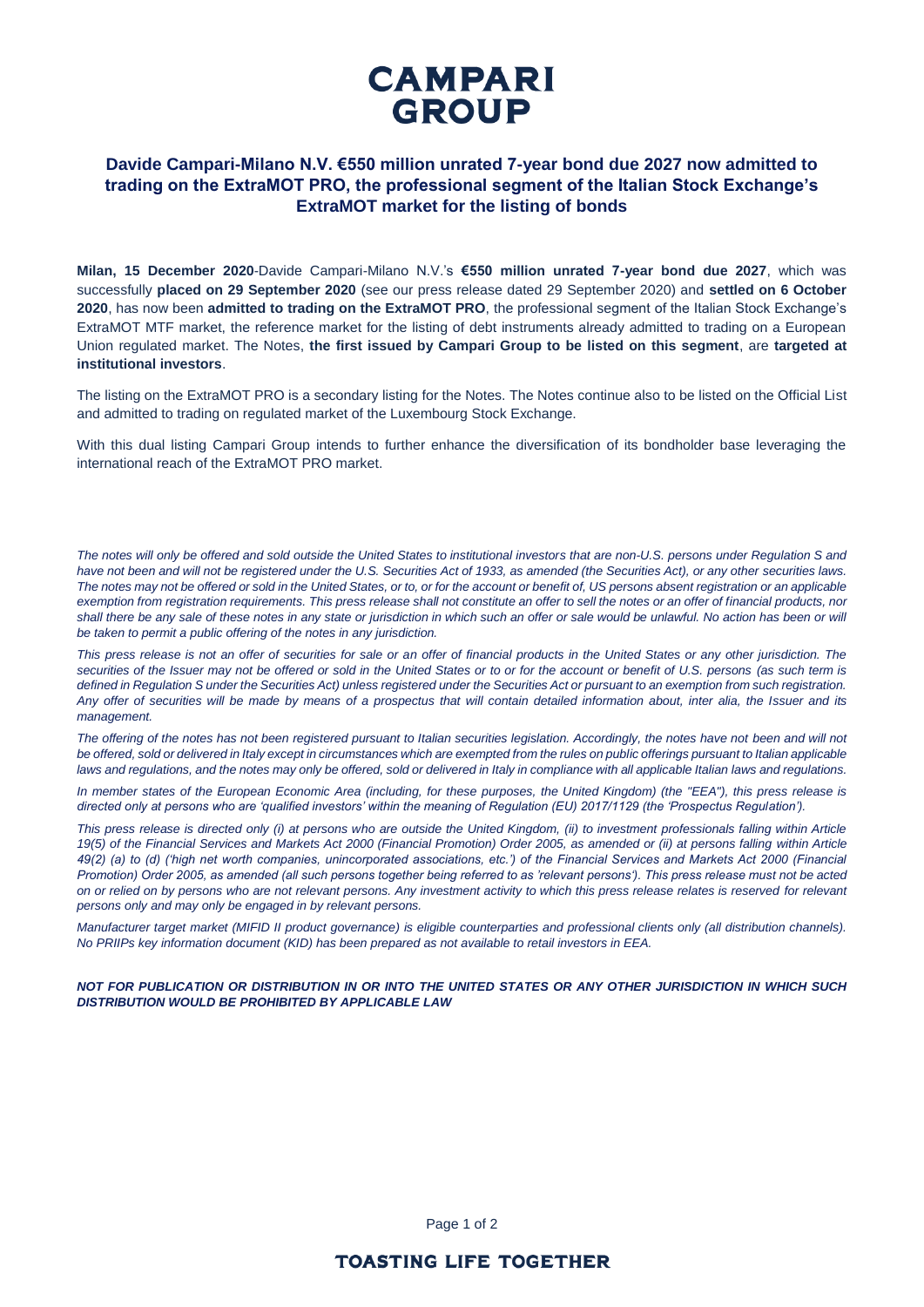# CAMPARI GROUP

## Davide Campari-Milano N.V. €550 million unrated 7-year bond due 2027 now admitted to trading on the ExtraMOT PRO, the professional segment of the Italian Stock Exchange's ExtraMOT market for the listing of bonds

**Milan, 15 December 2020**-Davide Campari-Milano N.V.'s **€550 million unrated 7-year bond due 2027**, which was successfully **placed on 29 September 2020** (see our press release dated 29 September 2020) and **settled on 6 October 2020**, has now been **admitted to trading on the ExtraMOT PRO**, the professional segment of the Italian Stock Exchange's ExtraMOT MTF market, the reference market for the listing of debt instruments already admitted to trading on a European Union regulated market. The Notes, **the first issued by Campari Group to be listed on this segment**, are **targeted at institutional investors**.

The listing on the ExtraMOT PRO is a secondary listing for the Notes. The Notes continue also to be listed on the Official List and admitted to trading on regulated market of the Luxembourg Stock Exchange.

With this dual listing Campari Group intends to further enhance the diversification of its bondholder base leveraging the international reach of the ExtraMOT PRO market.

*The notes will only be offered and sold outside the United States to institutional investors that are non-U.S. persons under Regulation S and have not been and will not be registered under the U.S. Securities Act of 1933, as amended (the Securities Act), or any other securities laws. The notes may not be offered or sold in the United States, or to, or for the account or benefit of, US persons absent registration or an applicable exemption from registration requirements. This press release shall not constitute an offer to sell the notes or an offer of financial products, nor shall there be any sale of these notes in any state or jurisdiction in which such an offer or sale would be unlawful. No action has been or will be taken to permit a public offering of the notes in any jurisdiction.*

*This press release is not an offer of securities for sale or an offer of financial products in the United States or any other jurisdiction. The securities of the Issuer may not be offered or sold in the United States or to or for the account or benefit of U.S. persons (as such term is defined in Regulation S under the Securities Act) unless registered under the Securities Act or pursuant to an exemption from such registration. Any offer of securities will be made by means of a prospectus that will contain detailed information about, inter alia, the Issuer and its management.*

*The offering of the notes has not been registered pursuant to Italian securities legislation. Accordingly, the notes have not been and will not be offered, sold or delivered in Italy except in circumstances which are exempted from the rules on public offerings pursuant to Italian applicable laws and regulations, and the notes may only be offered, sold or delivered in Italy in compliance with all applicable Italian laws and regulations.*

*In member states of the European Economic Area (including, for these purposes, the United Kingdom) (the "EEA"), this press release is directed only at persons who are 'qualified investors' within the meaning of Regulation (EU) 2017/1129 (the 'Prospectus Regulation').*

*This press release is directed only (i) at persons who are outside the United Kingdom, (ii) to investment professionals falling within Article 19(5) of the Financial Services and Markets Act 2000 (Financial Promotion) Order 2005, as amended or (ii) at persons falling within Article 49(2) (a) to (d) ('high net worth companies, unincorporated associations, etc.') of the Financial Services and Markets Act 2000 (Financial Promotion) Order 2005, as amended (all such persons together being referred to as 'relevant persons'). This press release must not be acted on or relied on by persons who are not relevant persons. Any investment activity to which this press release relates is reserved for relevant persons only and may only be engaged in by relevant persons.*

*Manufacturer target market (MIFID II product governance) is eligible counterparties and professional clients only (all distribution channels). No PRIIPs key information document (KID) has been prepared as not available to retail investors in EEA.*

***NOT FOR PUBLICATION OR DISTRIBUTION IN OR INTO THE UNITED STATES OR ANY OTHER JURISDICTION IN WHICH SUCH DISTRIBUTION WOULD BE PROHIBITED BY APPLICABLE LAW***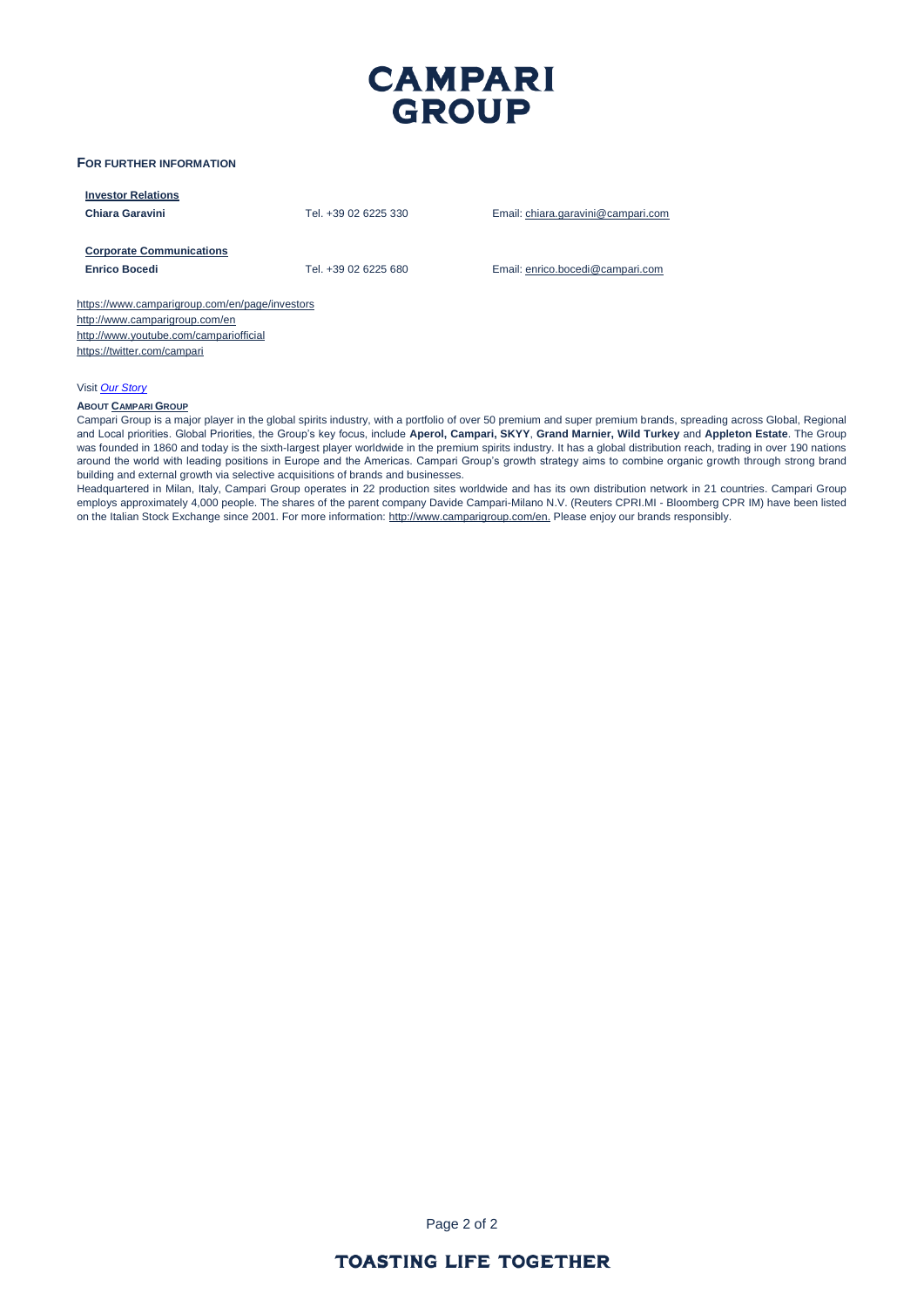**CAMPARI GROUP**

**FOR FURTHER INFORMATION**

| | | |
|---|---|---|
| **Investor Relations** | | |
| **Chiara Garavini** | Tel. +39 02 6225 330 | Email: chiara.garavini@campari.com |
| | | |
| **Corporate Communications** | | |
| **Enrico Bocedi** | Tel. +39 02 6225 680 | Email: enrico.bocedi@campari.com |

https://www.camparigroup.com/en/page/investors
http://www.camparigroup.com/en
http://www.youtube.com/campariofficial
https://twitter.com/campari

Visit *Our Story*

**ABOUT CAMPARI GROUP**

Campari Group is a major player in the global spirits industry, with a portfolio of over 50 premium and super premium brands, spreading across Global, Regional and Local priorities. Global Priorities, the Group's key focus, include **Aperol, Campari, SKYY**, **Grand Marnier, Wild Turkey** and **Appleton Estate**. The Group was founded in 1860 and today is the sixth-largest player worldwide in the premium spirits industry. It has a global distribution reach, trading in over 190 nations around the world with leading positions in Europe and the Americas. Campari Group's growth strategy aims to combine organic growth through strong brand building and external growth via selective acquisitions of brands and businesses.

Headquartered in Milan, Italy, Campari Group operates in 22 production sites worldwide and has its own distribution network in 21 countries. Campari Group employs approximately 4,000 people. The shares of the parent company Davide Campari-Milano N.V. (Reuters CPRI.MI - Bloomberg CPR IM) have been listed on the Italian Stock Exchange since 2001. For more information: http://www.camparigroup.com/en. Please enjoy our brands responsibly.

**TOASTING LIFE TOGETHER**